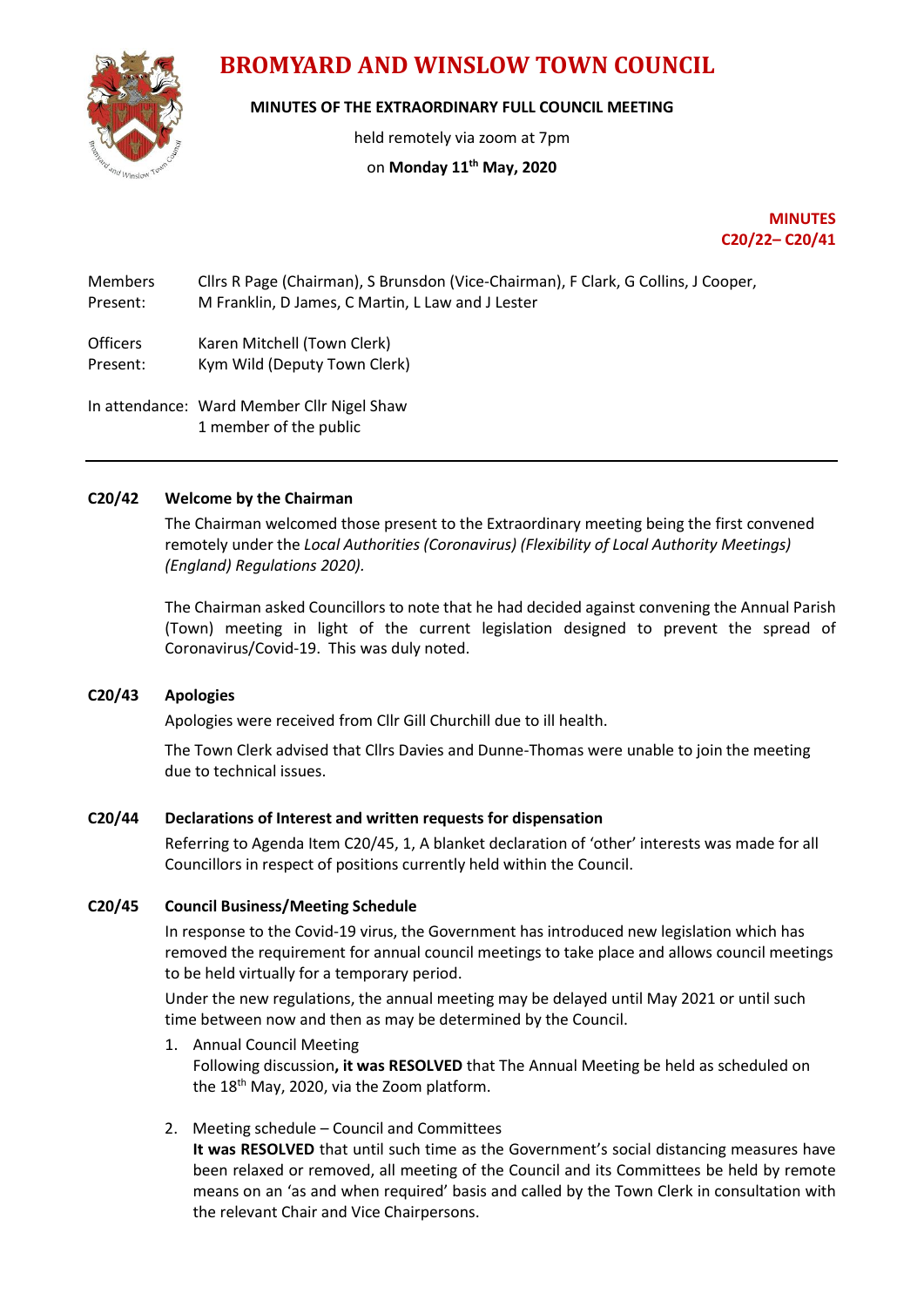# BROMYARD AND WINSLOW TOWN COUNCIL

**MINUTES OF THE EXTRAORDINARY FULL COUNCIL MEETING**

held remotely via zoom at 7pm

on **Monday 11th May, 2020**

**MINUTES**
**C20/22– C20/41**

| | |
|---|---|
| Members Present: | Cllrs R Page (Chairman), S Brunsdon (Vice-Chairman), F Clark, G Collins, J Cooper, M Franklin, D James, C Martin, L Law and J Lester |
| Officers Present: | Karen Mitchell (Town Clerk)<br>Kym Wild (Deputy Town Clerk) |
| In attendance: | Ward Member Cllr Nigel Shaw<br>1 member of the public |

---

### C20/42 Welcome by the Chairman

The Chairman welcomed those present to the Extraordinary meeting being the first convened remotely under the *Local Authorities (Coronavirus) (Flexibility of Local Authority Meetings) (England) Regulations 2020).*

The Chairman asked Councillors to note that he had decided against convening the Annual Parish (Town) meeting in light of the current legislation designed to prevent the spread of Coronavirus/Covid-19. This was duly noted.

### C20/43 Apologies

Apologies were received from Cllr Gill Churchill due to ill health.

The Town Clerk advised that Cllrs Davies and Dunne-Thomas were unable to join the meeting due to technical issues.

### C20/44 Declarations of Interest and written requests for dispensation

Referring to Agenda Item C20/45, 1, A blanket declaration of 'other' interests was made for all Councillors in respect of positions currently held within the Council.

### C20/45 Council Business/Meeting Schedule

In response to the Covid-19 virus, the Government has introduced new legislation which has removed the requirement for annual council meetings to take place and allows council meetings to be held virtually for a temporary period.

Under the new regulations, the annual meeting may be delayed until May 2021 or until such time between now and then as may be determined by the Council.

1. Annual Council Meeting
   Following discussion**, it was RESOLVED** that The Annual Meeting be held as scheduled on the 18th May, 2020, via the Zoom platform.

2. Meeting schedule – Council and Committees
   **It was RESOLVED** that until such time as the Government's social distancing measures have been relaxed or removed, all meeting of the Council and its Committees be held by remote means on an 'as and when required' basis and called by the Town Clerk in consultation with the relevant Chair and Vice Chairpersons.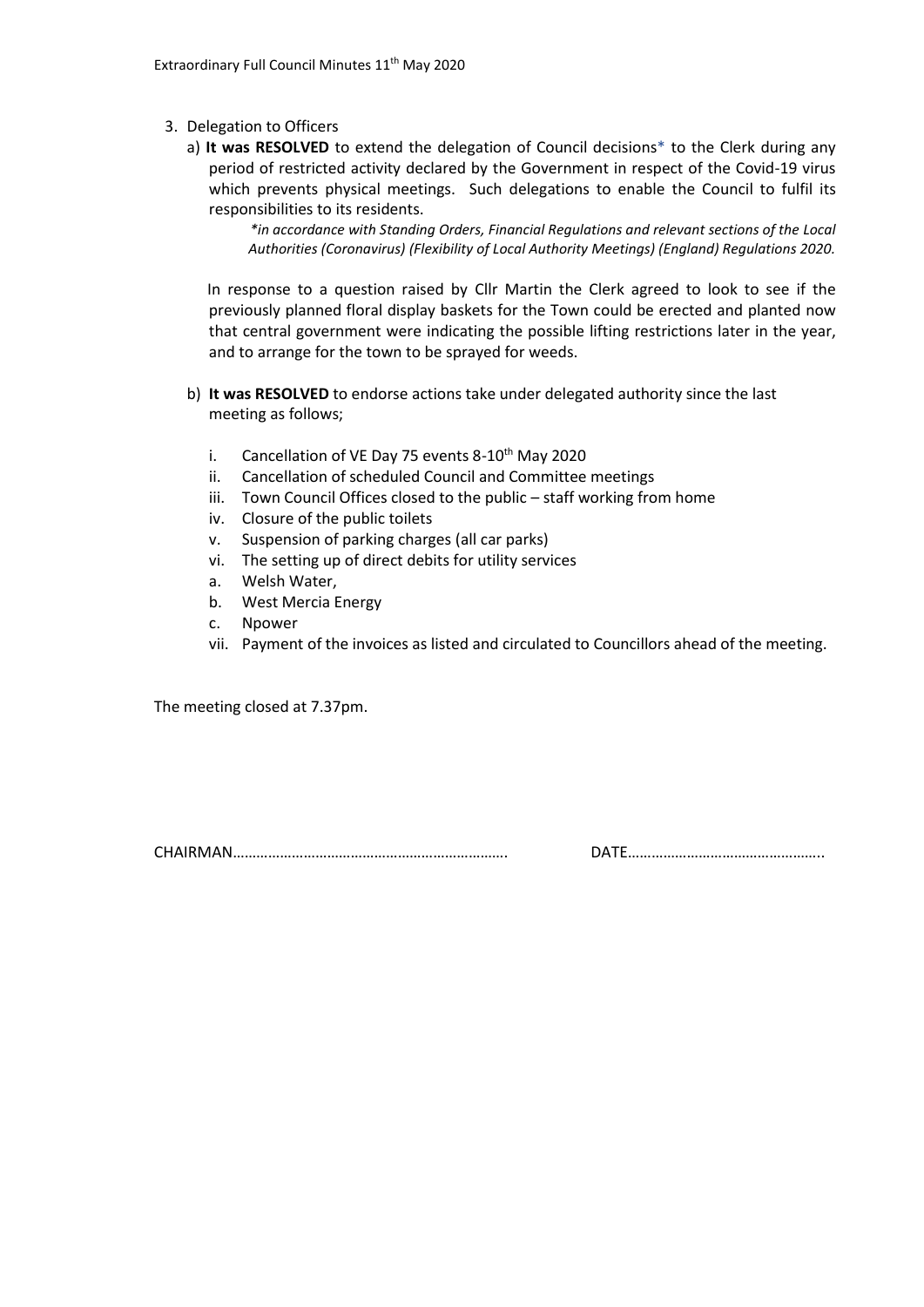3. Delegation to Officers

   a) **It was RESOLVED** to extend the delegation of Council decisions* to the Clerk during any period of restricted activity declared by the Government in respect of the Covid-19 virus which prevents physical meetings. Such delegations to enable the Council to fulfil its responsibilities to its residents.

   *\*in accordance with Standing Orders, Financial Regulations and relevant sections of the Local Authorities (Coronavirus) (Flexibility of Local Authority Meetings) (England) Regulations 2020.*

   In response to a question raised by Cllr Martin the Clerk agreed to look to see if the previously planned floral display baskets for the Town could be erected and planted now that central government were indicating the possible lifting restrictions later in the year, and to arrange for the town to be sprayed for weeds.

   b) **It was RESOLVED** to endorse actions take under delegated authority since the last meeting as follows;

      i. Cancellation of VE Day 75 events 8-10th May 2020
      ii. Cancellation of scheduled Council and Committee meetings
      iii. Town Council Offices closed to the public – staff working from home
      iv. Closure of the public toilets
      v. Suspension of parking charges (all car parks)
      vi. The setting up of direct debits for utility services
      a. Welsh Water,
      b. West Mercia Energy
      c. Npower
      vii. Payment of the invoices as listed and circulated to Councillors ahead of the meeting.

The meeting closed at 7.37pm.

CHAIRMAN…………………………………………………………. DATE…………………………………………..